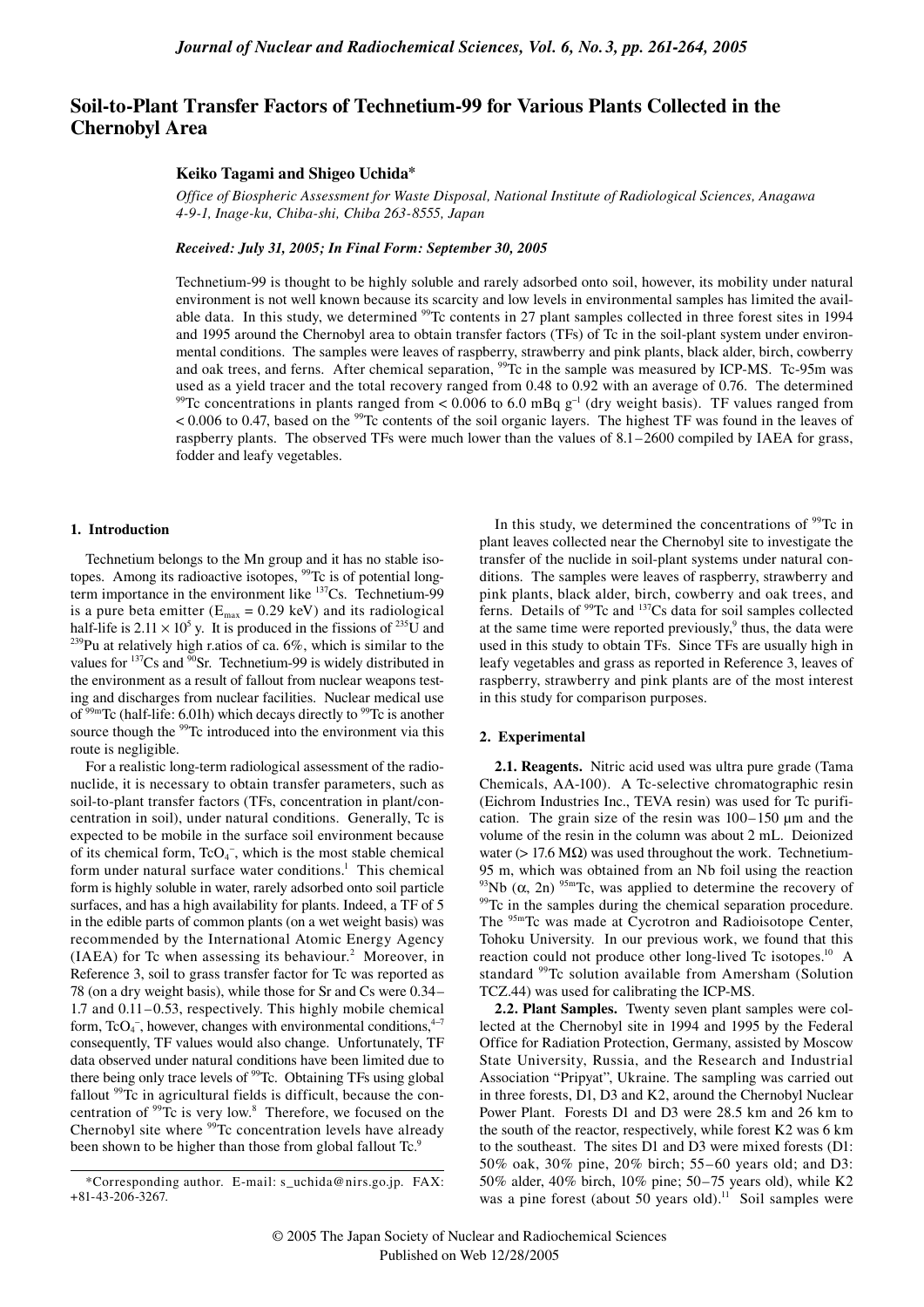# Soil-to-Plant Transfer Factors of Technetium-99 for Various Plants Collected in the Chernobyl Area

**Keiko Tagami and Shigeo Uchida***

*Office of Biospheric Assessment for Waste Disposal, National Institute of Radiological Sciences, Anagawa 4-9-1, Inage-ku, Chiba-shi, Chiba 263-8555, Japan*

*Received: July 31, 2005; In Final Form: September 30, 2005*

Technetium-99 is thought to be highly soluble and rarely adsorbed onto soil, however, its mobility under natural environment is not well known because its scarcity and low levels in environmental samples has limited the available data. In this study, we determined $^{99}$Tc contents in 27 plant samples collected in three forest sites in 1994 and 1995 around the Chernobyl area to obtain transfer factors (TFs) of Tc in the soil-plant system under environmental conditions. The samples were leaves of raspberry, strawberry and pink plants, black alder, birch, cowberry and oak trees, and ferns. After chemical separation, $^{99}$Tc in the sample was measured by ICP-MS. Tc-95m was used as a yield tracer and the total recovery ranged from 0.48 to 0.92 with an average of 0.76. The determined $^{99}$Tc concentrations in plants ranged from < 0.006 to 6.0 mBq g$^{-1}$ (dry weight basis). TF values ranged from < 0.006 to 0.47, based on the $^{99}$Tc contents of the soil organic layers. The highest TF was found in the leaves of raspberry plants. The observed TFs were much lower than the values of 8.1–2600 compiled by IAEA for grass, fodder and leafy vegetables.

## 1. Introduction

Technetium belongs to the Mn group and it has no stable isotopes. Among its radioactive isotopes, $^{99}$Tc is of potential long-term importance in the environment like $^{137}$Cs. Technetium-99 is a pure beta emitter ($E_{max}$ = 0.29 keV) and its radiological half-life is $2.11 \times 10^5$ y. It is produced in the fissions of $^{235}$U and $^{239}$Pu at relatively high r.atios of ca. 6%, which is similar to the values for $^{137}$Cs and $^{90}$Sr. Technetium-99 is widely distributed in the environment as a result of fallout from nuclear weapons testing and discharges from nuclear facilities. Nuclear medical use of $^{99m}$Tc (half-life: 6.01h) which decays directly to $^{99}$Tc is another source though the $^{99}$Tc introduced into the environment via this route is negligible.

For a realistic long-term radiological assessment of the radionuclide, it is necessary to obtain transfer parameters, such as soil-to-plant transfer factors (TFs, concentration in plant/concentration in soil), under natural conditions. Generally, Tc is expected to be mobile in the surface soil environment because of its chemical form, $TcO_4^-$, which is the most stable chemical form under natural surface water conditions.[1] This chemical form is highly soluble in water, rarely adsorbed onto soil particle surfaces, and has a high availability for plants. Indeed, a TF of 5 in the edible parts of common plants (on a wet weight basis) was recommended by the International Atomic Energy Agency (IAEA) for Tc when assessing its behaviour.[2] Moreover, in Reference 3, soil to grass transfer factor for Tc was reported as 78 (on a dry weight basis), while those for Sr and Cs were 0.34–1.7 and 0.11–0.53, respectively. This highly mobile chemical form, $TcO_4^-$, however, changes with environmental conditions,[4–7] consequently, TF values would also change. Unfortunately, TF data observed under natural conditions have been limited due to there being only trace levels of $^{99}$Tc. Obtaining TFs using global fallout $^{99}$Tc in agricultural fields is difficult, because the concentration of $^{99}$Tc is very low.[8] Therefore, we focused on the Chernobyl site where $^{99}$Tc concentration levels have already been shown to be higher than those from global fallout Tc.[9]

In this study, we determined the concentrations of $^{99}$Tc in plant leaves collected near the Chernobyl site to investigate the transfer of the nuclide in soil-plant systems under natural conditions. The samples were leaves of raspberry, strawberry and pink plants, black alder, birch, cowberry and oak trees, and ferns. Details of $^{99}$Tc and $^{137}$Cs data for soil samples collected at the same time were reported previously,[9] thus, the data were used in this study to obtain TFs. Since TFs are usually high in leafy vegetables and grass as reported in Reference 3, leaves of raspberry, strawberry and pink plants are of the most interest in this study for comparison purposes.

## 2. Experimental

**2.1. Reagents.** Nitric acid used was ultra pure grade (Tama Chemicals, AA-100). A Tc-selective chromatographic resin (Eichrom Industries Inc., TEVA resin) was used for Tc purification. The grain size of the resin was 100–150 μm and the volume of the resin in the column was about 2 mL. Deionized water (> 17.6 MΩ) was used throughout the work. Technetium-95 m, which was obtained from an Nb foil using the reaction $^{93}$Nb (α, 2n) $^{95m}$Tc, was applied to determine the recovery of $^{99}$Tc in the samples during the chemical separation procedure. The $^{95m}$Tc was made at Cycrotron and Radioisotope Center, Tohoku University. In our previous work, we found that this reaction could not produce other long-lived Tc isotopes.[10] A standard $^{99}$Tc solution available from Amersham (Solution TCZ.44) was used for calibrating the ICP-MS.

**2.2. Plant Samples.** Twenty seven plant samples were collected at the Chernobyl site in 1994 and 1995 by the Federal Office for Radiation Protection, Germany, assisted by Moscow State University, Russia, and the Research and Industrial Association "Pripyat", Ukraine. The sampling was carried out in three forests, D1, D3 and K2, around the Chernobyl Nuclear Power Plant. Forests D1 and D3 were 28.5 km and 26 km to the south of the reactor, respectively, while forest K2 was 6 km to the southeast. The sites D1 and D3 were mixed forests (D1: 50% oak, 30% pine, 20% birch; 55–60 years old; and D3: 50% alder, 40% birch, 10% pine; 50–75 years old), while K2 was a pine forest (about 50 years old).[11] Soil samples were

*Corresponding author. E-mail: s_uchida@nirs.go.jp. FAX: +81-43-206-3267.

© 2005 The Japan Society of Nuclear and Radiochemical Sciences
Published on Web 12/28/2005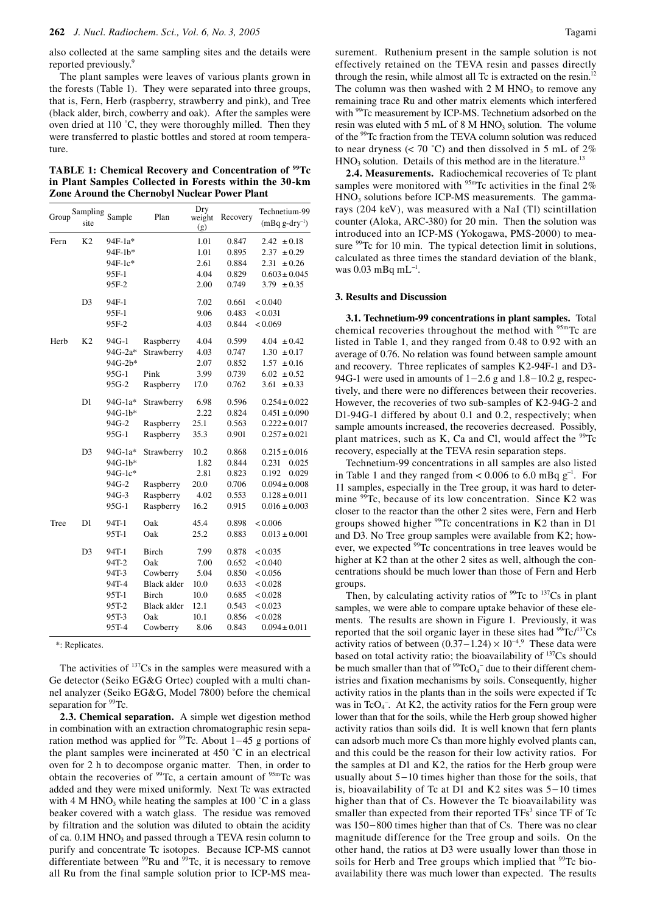also collected at the same sampling sites and the details were reported previously.[9]

The plant samples were leaves of various plants grown in the forests (Table 1). They were separated into three groups, that is, Fern, Herb (raspberry, strawberry and pink), and Tree (black alder, birch, cowberry and oak). After the samples were oven dried at 110 ˚C, they were thoroughly milled. Then they were transferred to plastic bottles and stored at room temperature.

**TABLE 1: Chemical Recovery and Concentration of $^{99}$Tc in Plant Samples Collected in Forests within the 30-km Zone Around the Chernobyl Nuclear Power Plant**

| Group | Sampling site | Sample | Plan | Dry weight (g) | Recovery | Technetium-99 (mBq g-dry$^{-1}$) |
|---|---|---|---|---|---|---|
| Fern | K2 | 94F-1a* | | 1.01 | 0.847 | 2.42 ± 0.18 |
| | | 94F-1b* | | 1.01 | 0.895 | 2.37 ± 0.29 |
| | | 94F-1c* | | 2.61 | 0.884 | 2.31 ± 0.26 |
| | | 95F-1 | | 4.04 | 0.829 | 0.603 ± 0.045 |
| | | 95F-2 | | 2.00 | 0.749 | 3.79 ± 0.35 |
| | D3 | 94F-1 | | 7.02 | 0.661 | < 0.040 |
| | | 95F-1 | | 9.06 | 0.483 | < 0.031 |
| | | 95F-2 | | 4.03 | 0.844 | < 0.069 |
| Herb | K2 | 94G-1 | Raspberry | 4.04 | 0.599 | 4.04 ± 0.42 |
| | | 94G-2a* | Strawberry | 4.03 | 0.747 | 1.30 ± 0.17 |
| | | 94G-2b* | | 2.07 | 0.852 | 1.57 ± 0.16 |
| | | 95G-1 | Pink | 3.99 | 0.739 | 6.02 ± 0.52 |
| | | 95G-2 | Raspberry | 17.0 | 0.762 | 3.61 ± 0.33 |
| | D1 | 94G-1a* | Strawberry | 6.98 | 0.596 | 0.254 ± 0.022 |
| | | 94G-1b* | | 2.22 | 0.824 | 0.451 ± 0.090 |
| | | 94G-2 | Raspberry | 25.1 | 0.563 | 0.222 ± 0.017 |
| | | 95G-1 | Raspberry | 35.3 | 0.901 | 0.257 ± 0.021 |
| | D3 | 94G-1a* | Strawberry | 10.2 | 0.868 | 0.215 ± 0.016 |
| | | 94G-1b* | | 1.82 | 0.844 | 0.231 0.025 |
| | | 94G-1c* | | 2.81 | 0.823 | 0.192 0.029 |
| | | 94G-2 | Raspberry | 20.0 | 0.706 | 0.094 ± 0.008 |
| | | 94G-3 | Raspberry | 4.02 | 0.553 | 0.128 ± 0.011 |
| | | 95G-1 | Raspberry | 16.2 | 0.915 | 0.016 ± 0.003 |
| Tree | D1 | 94T-1 | Oak | 45.4 | 0.898 | < 0.006 |
| | | 95T-1 | Oak | 25.2 | 0.883 | 0.013 ± 0.001 |
| | D3 | 94T-1 | Birch | 7.99 | 0.878 | < 0.035 |
| | | 94T-2 | Oak | 7.00 | 0.652 | < 0.040 |
| | | 94T-3 | Cowberry | 5.04 | 0.850 | < 0.056 |
| | | 94T-4 | Black alder | 10.0 | 0.633 | < 0.028 |
| | | 95T-1 | Birch | 10.0 | 0.685 | < 0.028 |
| | | 95T-2 | Black alder | 12.1 | 0.543 | < 0.023 |
| | | 95T-3 | Oak | 10.1 | 0.856 | < 0.028 |
| | | 95T-4 | Cowberry | 8.06 | 0.843 | 0.094 ± 0.011 |

*: Replicates.

The activities of $^{137}$Cs in the samples were measured with a Ge detector (Seiko EG&G Ortec) coupled with a multi channel analyzer (Seiko EG&G, Model 7800) before the chemical separation for $^{99}$Tc.

**2.3. Chemical separation.** A simple wet digestion method in combination with an extraction chromatographic resin separation method was applied for $^{99}$Tc. About 1−45 g portions of the plant samples were incinerated at 450 ˚C in an electrical oven for 2 h to decompose organic matter. Then, in order to obtain the recoveries of $^{99}$Tc, a certain amount of $^{95m}$Tc was added and they were mixed uniformly. Next Tc was extracted with 4 M $HNO_3$ while heating the samples at 100 ˚C in a glass beaker covered with a watch glass. The residue was removed by filtration and the solution was diluted to obtain the acidity of ca. 0.1M $HNO_3$ and passed through a TEVA resin column to purify and concentrate Tc isotopes. Because ICP-MS cannot differentiate between $^{99}$Ru and $^{99}$Tc, it is necessary to remove all Ru from the final sample solution prior to ICP-MS measurement. Ruthenium present in the sample solution is not effectively retained on the TEVA resin and passes directly through the resin, while almost all Tc is extracted on the resin.[12] The column was then washed with 2 M $HNO_3$ to remove any remaining trace Ru and other matrix elements which interfered with $^{99}$Tc measurement by ICP-MS. Technetium adsorbed on the resin was eluted with 5 mL of 8 M $HNO_3$ solution. The volume of the $^{99}$Tc fraction from the TEVA column solution was reduced to near dryness (< 70 ˚C) and then dissolved in 5 mL of 2% $HNO_3$ solution. Details of this method are in the literature.[13]

**2.4. Measurements.** Radiochemical recoveries of Tc plant samples were monitored with $^{95m}$Tc activities in the final 2% $HNO_3$ solutions before ICP-MS measurements. The gamma-rays (204 keV), was measured with a NaI (Tl) scintillation counter (Aloka, ARC-380) for 20 min. Then the solution was introduced into an ICP-MS (Yokogawa, PMS-2000) to measure $^{99}$Tc for 10 min. The typical detection limit in solutions, calculated as three times the standard deviation of the blank, was 0.03 mBq mL$^{-1}$.

## 3. Results and Discussion

**3.1. Technetium-99 concentrations in plant samples.** Total chemical recoveries throughout the method with $^{95m}$Tc are listed in Table 1, and they ranged from 0.48 to 0.92 with an average of 0.76. No relation was found between sample amount and recovery. Three replicates of samples K2-94F-1 and D3-94G-1 were used in amounts of 1−2.6 g and 1.8−10.2 g, respectively, and there were no differences between their recoveries. However, the recoveries of two sub-samples of K2-94G-2 and D1-94G-1 differed by about 0.1 and 0.2, respectively; when sample amounts increased, the recoveries decreased. Possibly, plant matrices, such as K, Ca and Cl, would affect the $^{99}$Tc recovery, especially at the TEVA resin separation steps.

Technetium-99 concentrations in all samples are also listed in Table 1 and they ranged from < 0.006 to 6.0 mBq g$^{-1}$. For 11 samples, especially in the Tree group, it was hard to determine $^{99}$Tc, because of its low concentration. Since K2 was closer to the reactor than the other 2 sites were, Fern and Herb groups showed higher $^{99}$Tc concentrations in K2 than in D1 and D3. No Tree group samples were available from K2; however, we expected $^{99}$Tc concentrations in tree leaves would be higher at K2 than at the other 2 sites as well, although the concentrations should be much lower than those of Fern and Herb groups.

Then, by calculating activity ratios of $^{99}$Tc to $^{137}$Cs in plant samples, we were able to compare uptake behavior of these elements. The results are shown in Figure 1. Previously, it was reported that the soil organic layer in these sites had $^{99}$Tc/$^{137}$Cs activity ratios of between $(0.37−1.24) \times 10^{-4}$.[9] These data were based on total activity ratio; the bioavailability of $^{137}$Cs should be much smaller than that of $^{99}TcO_4^-$ due to their different chemistries and fixation mechanisms by soils. Consequently, higher activity ratios in the plants than in the soils were expected if Tc was in $TcO_4^-$. At K2, the activity ratios for the Fern group were lower than that for the soils, while the Herb group showed higher activity ratios than soils did. It is well known that fern plants can adsorb much more Cs than more highly evolved plants can, and this could be the reason for their low activity ratios. For the samples at D1 and K2, the ratios for the Herb group were usually about 5−10 times higher than those for the soils, that is, bioavailability of Tc at D1 and K2 sites was 5−10 times higher than that of Cs. However the Tc bioavailability was smaller than expected from their reported TFs[3] since TF of Tc was 150−800 times higher than that of Cs. There was no clear magnitude difference for the Tree group and soils. On the other hand, the ratios at D3 were usually lower than those in soils for Herb and Tree groups which implied that $^{99}$Tc bioavailability there was much lower than expected. The results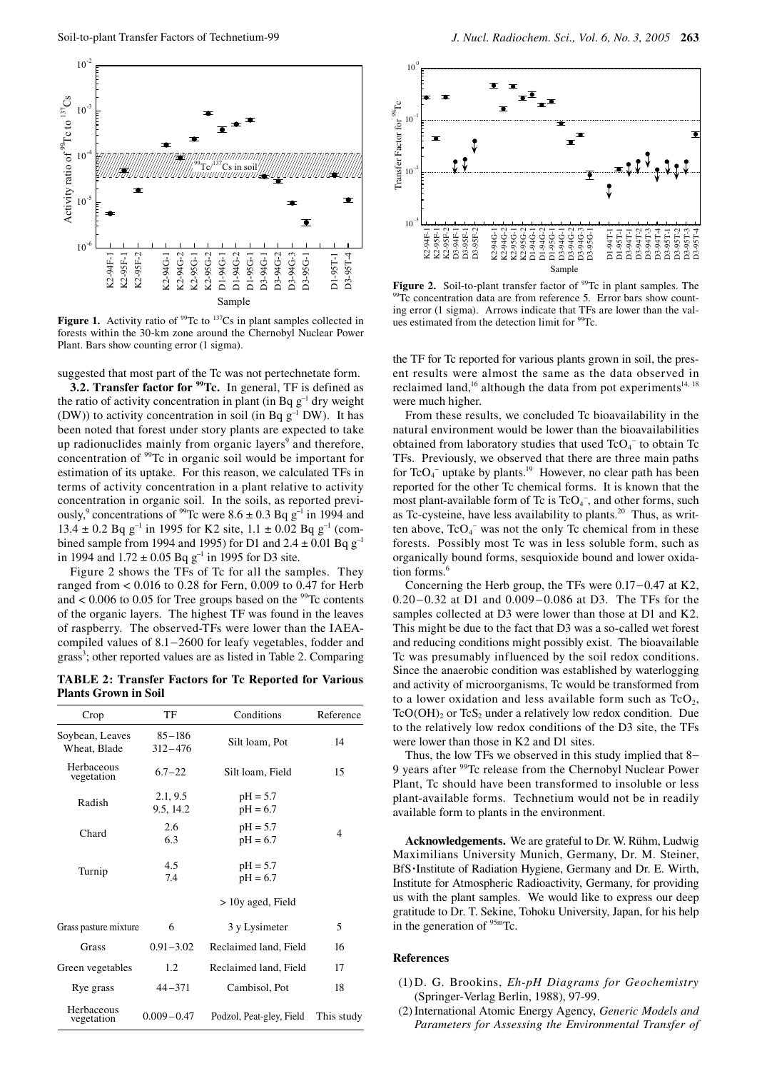**Figure 1.** Activity ratio of $^{99}$Tc to $^{137}$Cs in plant samples collected in forests within the 30-km zone around the Chernobyl Nuclear Power Plant. Bars show counting error (1 sigma).

**Figure 2.** Soil-to-plant transfer factor of $^{99}$Tc in plant samples. The $^{99}$Tc concentration data are from reference 5. Error bars show counting error (1 sigma). Arrows indicate that TFs are lower than the values estimated from the detection limit for $^{99}$Tc.

suggested that most part of the Tc was not pertechnetate form.

**3.2. Transfer factor for $^{99}$Tc.** In general, TF is defined as the ratio of activity concentration in plant (in Bq $g^{-1}$ dry weight (DW)) to activity concentration in soil (in Bq $g^{-1}$ DW). It has been noted that forest under story plants are expected to take up radionuclides mainly from organic layers[9] and therefore, concentration of $^{99}$Tc in organic soil would be important for estimation of its uptake. For this reason, we calculated TFs in terms of activity concentration in a plant relative to activity concentration in organic soil. In the soils, as reported previously,[9] concentrations of $^{99}$Tc were $8.6 \pm 0.3$ Bq $g^{-1}$ in 1994 and $13.4 \pm 0.2$ Bq $g^{-1}$ in 1995 for K2 site, $1.1 \pm 0.02$ Bq $g^{-1}$ (combined sample from 1994 and 1995) for D1 and $2.4 \pm 0.01$ Bq $g^{-1}$ in 1994 and $1.72 \pm 0.05$ Bq $g^{-1}$ in 1995 for D3 site.

Figure 2 shows the TFs of Tc for all the samples. They ranged from < 0.016 to 0.28 for Fern, 0.009 to 0.47 for Herb and < 0.006 to 0.05 for Tree groups based on the $^{99}$Tc contents of the organic layers. The highest TF was found in the leaves of raspberry. The observed-TFs were lower than the IAEA-compiled values of 8.1−2600 for leafy vegetables, fodder and grass[3]; other reported values are as listed in Table 2. Comparing the TF for Tc reported for various plants grown in soil, the present results were almost the same as the data observed in reclaimed land,[16] although the data from pot experiments[14, 18] were much higher.

**TABLE 2: Transfer Factors for Tc Reported for Various Plants Grown in Soil**

| Crop | TF | Conditions | Reference |
|---|---|---|---|
| Soybean, Leaves<br>Wheat, Blade | 85−186<br>312−476 | Silt loam, Pot | 14 |
| Herbaceous vegetation | 6.7−22 | Silt loam, Field | 15 |
| Radish | 2.1, 9.5<br>9.5, 14.2 | pH = 5.7<br>pH = 6.7 | 4 |
| Chard | 2.6<br>6.3 | pH = 5.7<br>pH = 6.7 | |
| Turnip | 4.5<br>7.4 | pH = 5.7<br>pH = 6.7 | |
| | | > 10y aged, Field | |
| Grass pasture mixture | 6 | 3 y Lysimeter | 5 |
| Grass | 0.91−3.02 | Reclaimed land, Field | 16 |
| Green vegetables | 1.2 | Reclaimed land, Field | 17 |
| Rye grass | 44−371 | Cambisol, Pot | 18 |
| Herbaceous vegetation | 0.009−0.47 | Podzol, Peat-gley, Field | This study |

From these results, we concluded Tc bioavailability in the natural environment would be lower than the bioavailabilities obtained from laboratory studies that used $TcO_4^-$ to obtain Tc TFs. Previously, we observed that there are three main paths for $TcO_4^-$ uptake by plants.[19] However, no clear path has been reported for the other Tc chemical forms. It is known that the most plant-available form of Tc is $TcO_4^-$, and other forms, such as Tc-cysteine, have less availability to plants.[20] Thus, as written above, $TcO_4^-$ was not the only Tc chemical from in these forests. Possibly most Tc was in less soluble form, such as organically bound forms, sesquioxide bound and lower oxidation forms.[6]

Concerning the Herb group, the TFs were 0.17−0.47 at K2, 0.20−0.32 at D1 and 0.009−0.086 at D3. The TFs for the samples collected at D3 were lower than those at D1 and K2. This might be due to the fact that D3 was a so-called wet forest and reducing conditions might possibly exist. The bioavailable Tc was presumably influenced by the soil redox conditions. Since the anaerobic condition was established by waterlogging and activity of microorganisms, Tc would be transformed from to a lower oxidation and less available form such as $TcO_2$, $TcO(OH)_2$ or $TcS_2$ under a relatively low redox condition. Due to the relatively low redox conditions of the D3 site, the TFs were lower than those in K2 and D1 sites.

Thus, the low TFs we observed in this study implied that 8−9 years after $^{99}$Tc release from the Chernobyl Nuclear Power Plant, Tc should have been transformed to insoluble or less plant-available forms. Technetium would not be in readily available form to plants in the environment.

**Acknowledgements.** We are grateful to Dr. W. Rühm, Ludwig Maximilians University Munich, Germany, Dr. M. Steiner, BfS・Institute of Radiation Hygiene, Germany and Dr. E. Wirth, Institute for Atmospheric Radioactivity, Germany, for providing us with the plant samples. We would like to express our deep gratitude to Dr. T. Sekine, Tohoku University, Japan, for his help in the generation of $^{95m}$Tc.

## References

(1) D. G. Brookins, *Eh-pH Diagrams for Geochemistry* (Springer-Verlag Berlin, 1988), 97-99.

(2) International Atomic Energy Agency, *Generic Models and Parameters for Assessing the Environmental Transfer of*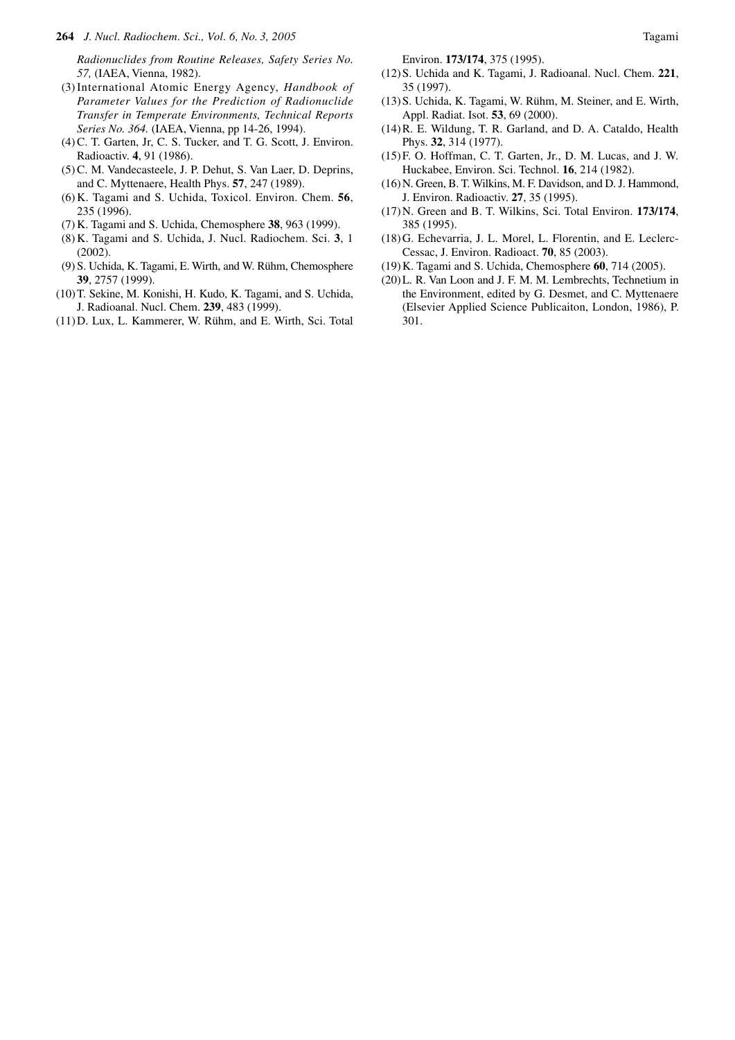*Radionuclides from Routine Releases, Safety Series No. 57,* (IAEA, Vienna, 1982).

(3) International Atomic Energy Agency, *Handbook of Parameter Values for the Prediction of Radionuclide Transfer in Temperate Environments, Technical Reports Series No. 364.* (IAEA, Vienna, pp 14-26, 1994).

(4) C. T. Garten, Jr, C. S. Tucker, and T. G. Scott, J. Environ. Radioactiv. **4**, 91 (1986).

(5) C. M. Vandecasteele, J. P. Dehut, S. Van Laer, D. Deprins, and C. Myttenaere, Health Phys. **57**, 247 (1989).

(6) K. Tagami and S. Uchida, Toxicol. Environ. Chem. **56**, 235 (1996).

(7) K. Tagami and S. Uchida, Chemosphere **38**, 963 (1999).

(8) K. Tagami and S. Uchida, J. Nucl. Radiochem. Sci. **3**, 1 (2002).

(9) S. Uchida, K. Tagami, E. Wirth, and W. Rühm, Chemosphere **39**, 2757 (1999).

(10) T. Sekine, M. Konishi, H. Kudo, K. Tagami, and S. Uchida, J. Radioanal. Nucl. Chem. **239**, 483 (1999).

(11) D. Lux, L. Kammerer, W. Rühm, and E. Wirth, Sci. Total Environ. **173/174**, 375 (1995).

(12) S. Uchida and K. Tagami, J. Radioanal. Nucl. Chem. **221**, 35 (1997).

(13) S. Uchida, K. Tagami, W. Rühm, M. Steiner, and E. Wirth, Appl. Radiat. Isot. **53**, 69 (2000).

(14) R. E. Wildung, T. R. Garland, and D. A. Cataldo, Health Phys. **32**, 314 (1977).

(15) F. O. Hoffman, C. T. Garten, Jr., D. M. Lucas, and J. W. Huckabee, Environ. Sci. Technol. **16**, 214 (1982).

(16) N. Green, B. T. Wilkins, M. F. Davidson, and D. J. Hammond, J. Environ. Radioactiv. **27**, 35 (1995).

(17) N. Green and B. T. Wilkins, Sci. Total Environ. **173/174**, 385 (1995).

(18) G. Echevarria, J. L. Morel, L. Florentin, and E. Leclerc-Cessac, J. Environ. Radioact. **70**, 85 (2003).

(19) K. Tagami and S. Uchida, Chemosphere **60**, 714 (2005).

(20) L. R. Van Loon and J. F. M. M. Lembrechts, Technetium in the Environment, edited by G. Desmet, and C. Myttenaere (Elsevier Applied Science Publicaiton, London, 1986), P. 301.